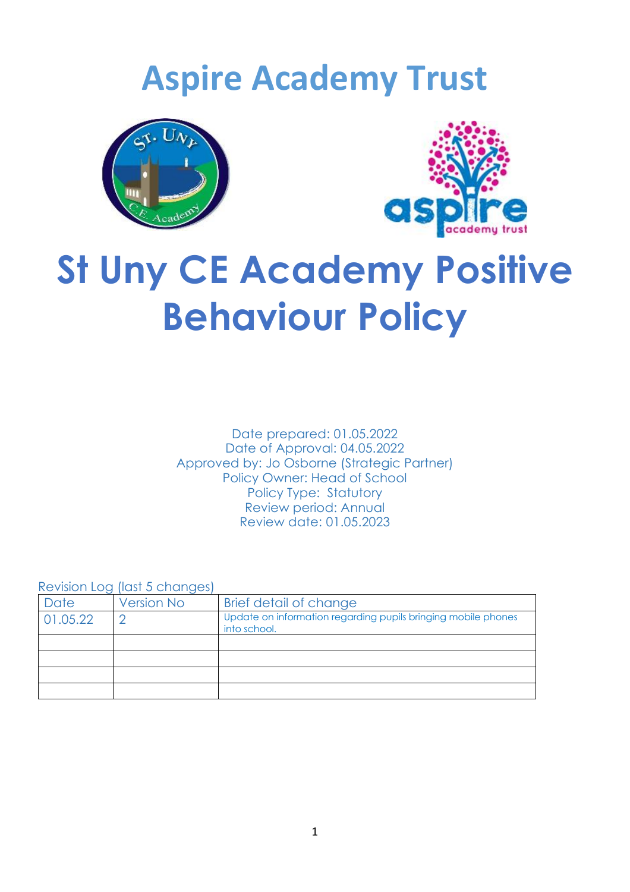# Aspire Academy Trust

# St Uny CE Academy Positive Behaviour Policy

Date prepared: 01.05.2022
Date of Approval: 04.05.2022
Approved by: Jo Osborne (Strategic Partner)
Policy Owner: Head of School
Policy Type: Statutory
Review period: Annual
Review date: 01.05.2023

Revision Log (last 5 changes)

| Date | Version No | Brief detail of change |
|---|---|---|
| 01.05.22 | 2 | Update on information regarding pupils bringing mobile phones into school. |
| | | |
| | | |
| | | |
| | | |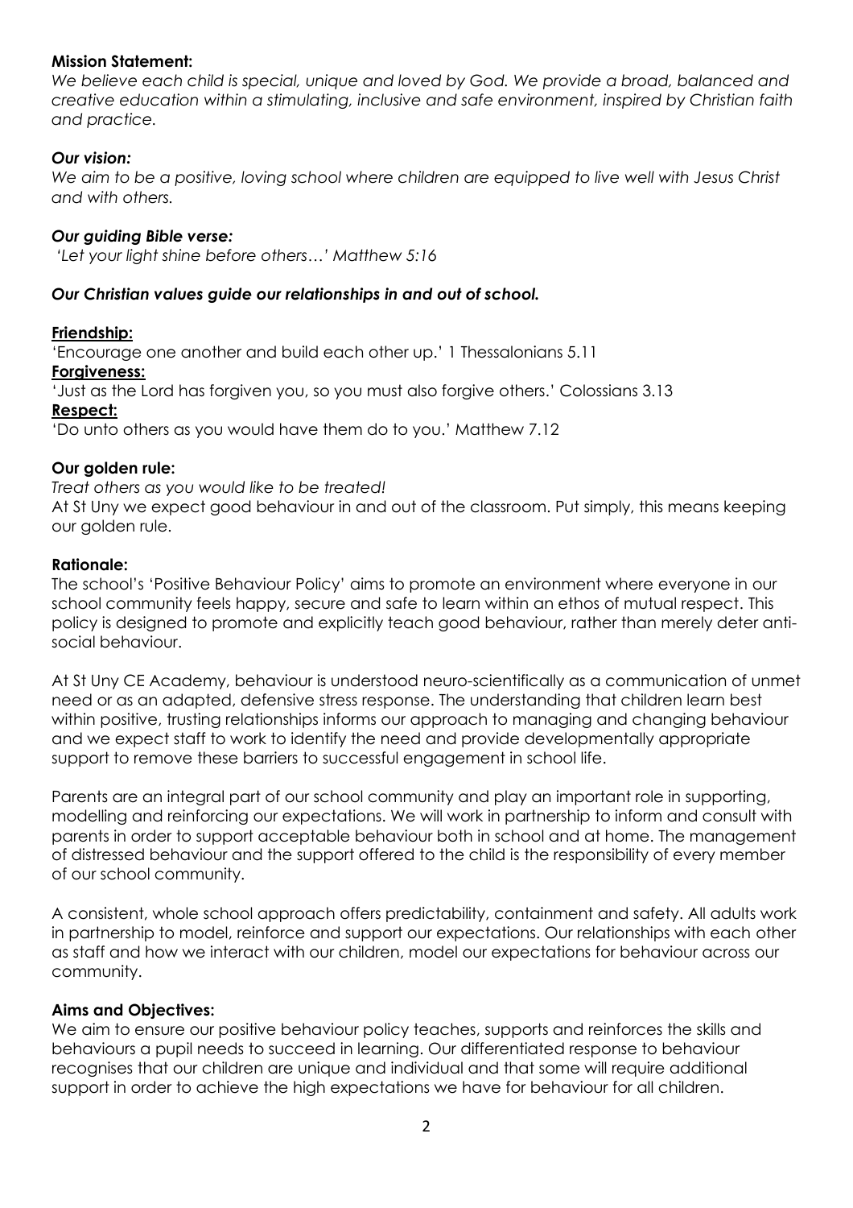**Mission Statement:**
*We believe each child is special, unique and loved by God. We provide a broad, balanced and creative education within a stimulating, inclusive and safe environment, inspired by Christian faith and practice.*

***Our vision:***
*We aim to be a positive, loving school where children are equipped to live well with Jesus Christ and with others.*

***Our guiding Bible verse:***
*'Let your light shine before others…' Matthew 5:16*

***Our Christian values guide our relationships in and out of school.***

**Friendship:**
'Encourage one another and build each other up.' 1 Thessalonians 5.11
**Forgiveness:**
'Just as the Lord has forgiven you, so you must also forgive others.' Colossians 3.13
**Respect:**
'Do unto others as you would have them do to you.' Matthew 7.12

**Our golden rule:**
*Treat others as you would like to be treated!*
At St Uny we expect good behaviour in and out of the classroom. Put simply, this means keeping our golden rule.

**Rationale:**
The school's 'Positive Behaviour Policy' aims to promote an environment where everyone in our school community feels happy, secure and safe to learn within an ethos of mutual respect. This policy is designed to promote and explicitly teach good behaviour, rather than merely deter anti-social behaviour.

At St Uny CE Academy, behaviour is understood neuro-scientifically as a communication of unmet need or as an adapted, defensive stress response. The understanding that children learn best within positive, trusting relationships informs our approach to managing and changing behaviour and we expect staff to work to identify the need and provide developmentally appropriate support to remove these barriers to successful engagement in school life.

Parents are an integral part of our school community and play an important role in supporting, modelling and reinforcing our expectations. We will work in partnership to inform and consult with parents in order to support acceptable behaviour both in school and at home. The management of distressed behaviour and the support offered to the child is the responsibility of every member of our school community.

A consistent, whole school approach offers predictability, containment and safety. All adults work in partnership to model, reinforce and support our expectations. Our relationships with each other as staff and how we interact with our children, model our expectations for behaviour across our community.

**Aims and Objectives:**
We aim to ensure our positive behaviour policy teaches, supports and reinforces the skills and behaviours a pupil needs to succeed in learning. Our differentiated response to behaviour recognises that our children are unique and individual and that some will require additional support in order to achieve the high expectations we have for behaviour for all children.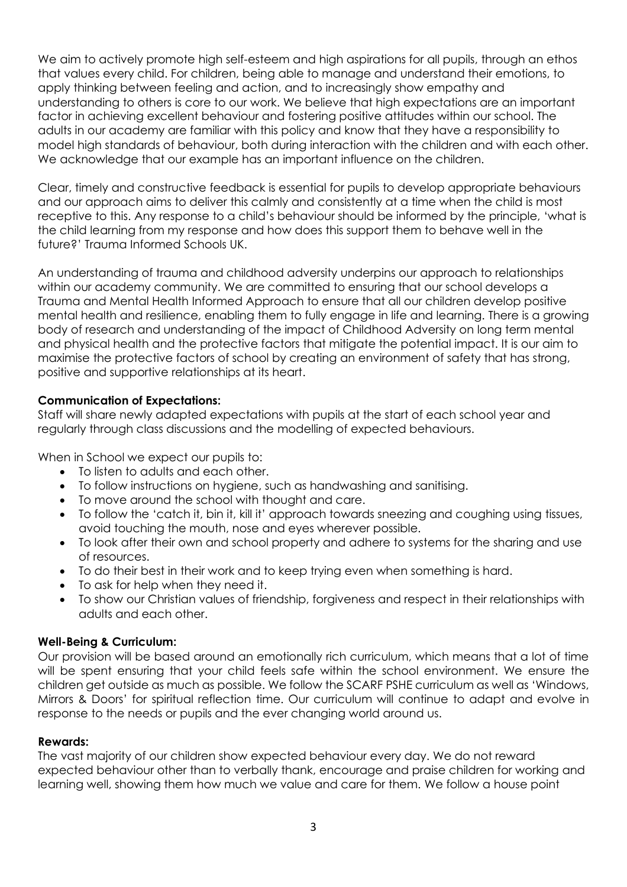We aim to actively promote high self-esteem and high aspirations for all pupils, through an ethos that values every child. For children, being able to manage and understand their emotions, to apply thinking between feeling and action, and to increasingly show empathy and understanding to others is core to our work. We believe that high expectations are an important factor in achieving excellent behaviour and fostering positive attitudes within our school. The adults in our academy are familiar with this policy and know that they have a responsibility to model high standards of behaviour, both during interaction with the children and with each other. We acknowledge that our example has an important influence on the children.

Clear, timely and constructive feedback is essential for pupils to develop appropriate behaviours and our approach aims to deliver this calmly and consistently at a time when the child is most receptive to this. Any response to a child's behaviour should be informed by the principle, 'what is the child learning from my response and how does this support them to behave well in the future?' Trauma Informed Schools UK.

An understanding of trauma and childhood adversity underpins our approach to relationships within our academy community. We are committed to ensuring that our school develops a Trauma and Mental Health Informed Approach to ensure that all our children develop positive mental health and resilience, enabling them to fully engage in life and learning. There is a growing body of research and understanding of the impact of Childhood Adversity on long term mental and physical health and the protective factors that mitigate the potential impact. It is our aim to maximise the protective factors of school by creating an environment of safety that has strong, positive and supportive relationships at its heart.

**Communication of Expectations:**
Staff will share newly adapted expectations with pupils at the start of each school year and regularly through class discussions and the modelling of expected behaviours.

When in School we expect our pupils to:

- To listen to adults and each other.
- To follow instructions on hygiene, such as handwashing and sanitising.
- To move around the school with thought and care.
- To follow the 'catch it, bin it, kill it' approach towards sneezing and coughing using tissues, avoid touching the mouth, nose and eyes wherever possible.
- To look after their own and school property and adhere to systems for the sharing and use of resources.
- To do their best in their work and to keep trying even when something is hard.
- To ask for help when they need it.
- To show our Christian values of friendship, forgiveness and respect in their relationships with adults and each other.

**Well-Being & Curriculum:**
Our provision will be based around an emotionally rich curriculum, which means that a lot of time will be spent ensuring that your child feels safe within the school environment. We ensure the children get outside as much as possible. We follow the SCARF PSHE curriculum as well as 'Windows, Mirrors & Doors' for spiritual reflection time. Our curriculum will continue to adapt and evolve in response to the needs or pupils and the ever changing world around us.

**Rewards:**
The vast majority of our children show expected behaviour every day. We do not reward expected behaviour other than to verbally thank, encourage and praise children for working and learning well, showing them how much we value and care for them. We follow a house point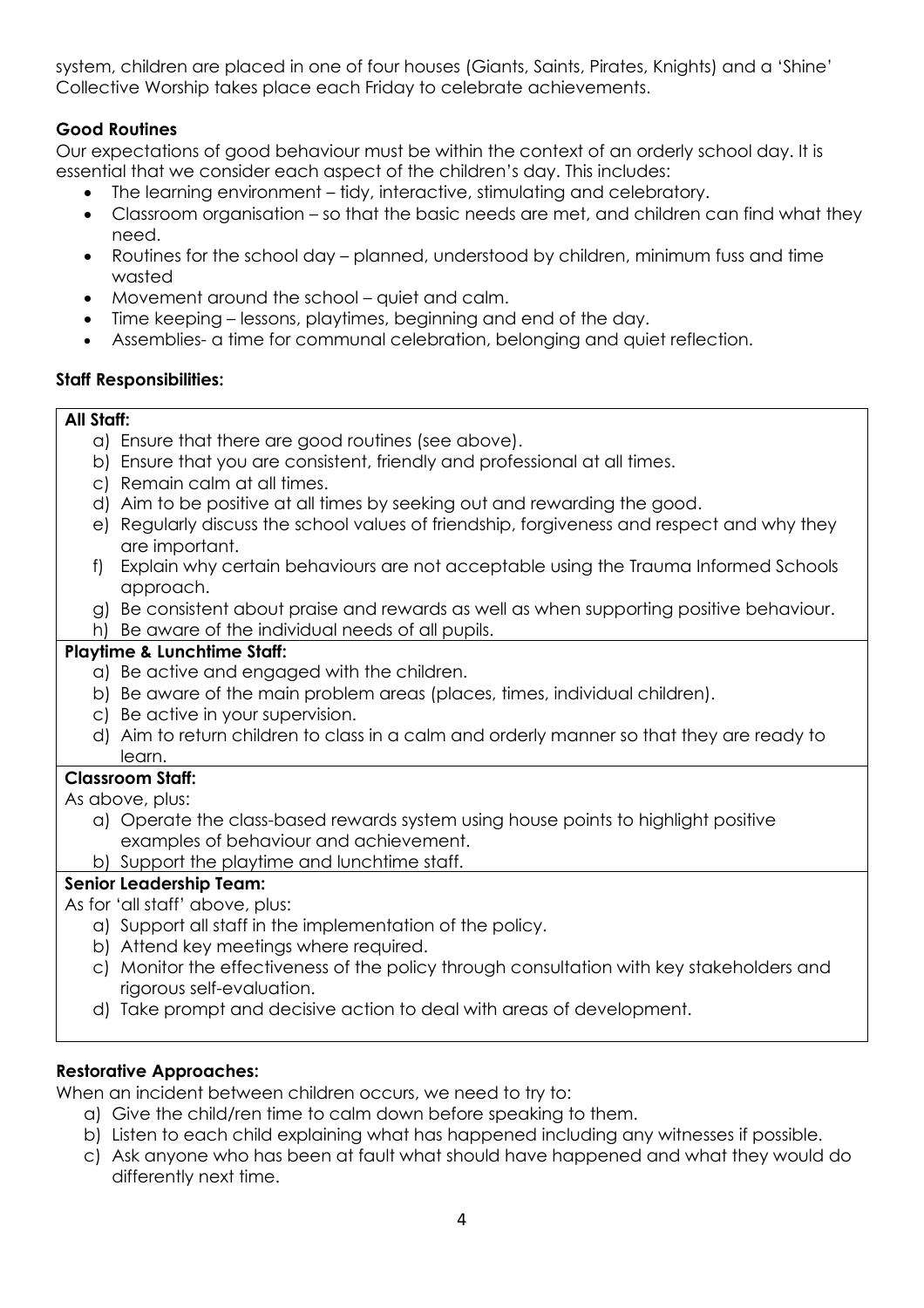system, children are placed in one of four houses (Giants, Saints, Pirates, Knights) and a 'Shine' Collective Worship takes place each Friday to celebrate achievements.

**Good Routines**

Our expectations of good behaviour must be within the context of an orderly school day. It is essential that we consider each aspect of the children's day. This includes:

- The learning environment – tidy, interactive, stimulating and celebratory.
- Classroom organisation – so that the basic needs are met, and children can find what they need.
- Routines for the school day – planned, understood by children, minimum fuss and time wasted
- Movement around the school – quiet and calm.
- Time keeping – lessons, playtimes, beginning and end of the day.
- Assemblies- a time for communal celebration, belonging and quiet reflection.

**Staff Responsibilities:**

**All Staff:**

a) Ensure that there are good routines (see above).
b) Ensure that you are consistent, friendly and professional at all times.
c) Remain calm at all times.
d) Aim to be positive at all times by seeking out and rewarding the good.
e) Regularly discuss the school values of friendship, forgiveness and respect and why they are important.
f) Explain why certain behaviours are not acceptable using the Trauma Informed Schools approach.
g) Be consistent about praise and rewards as well as when supporting positive behaviour.
h) Be aware of the individual needs of all pupils.

**Playtime & Lunchtime Staff:**

a) Be active and engaged with the children.
b) Be aware of the main problem areas (places, times, individual children).
c) Be active in your supervision.
d) Aim to return children to class in a calm and orderly manner so that they are ready to learn.

**Classroom Staff:**

As above, plus:

a) Operate the class-based rewards system using house points to highlight positive examples of behaviour and achievement.
b) Support the playtime and lunchtime staff.

**Senior Leadership Team:**

As for 'all staff' above, plus:

a) Support all staff in the implementation of the policy.
b) Attend key meetings where required.
c) Monitor the effectiveness of the policy through consultation with key stakeholders and rigorous self-evaluation.
d) Take prompt and decisive action to deal with areas of development.

**Restorative Approaches:**

When an incident between children occurs, we need to try to:

a) Give the child/ren time to calm down before speaking to them.
b) Listen to each child explaining what has happened including any witnesses if possible.
c) Ask anyone who has been at fault what should have happened and what they would do differently next time.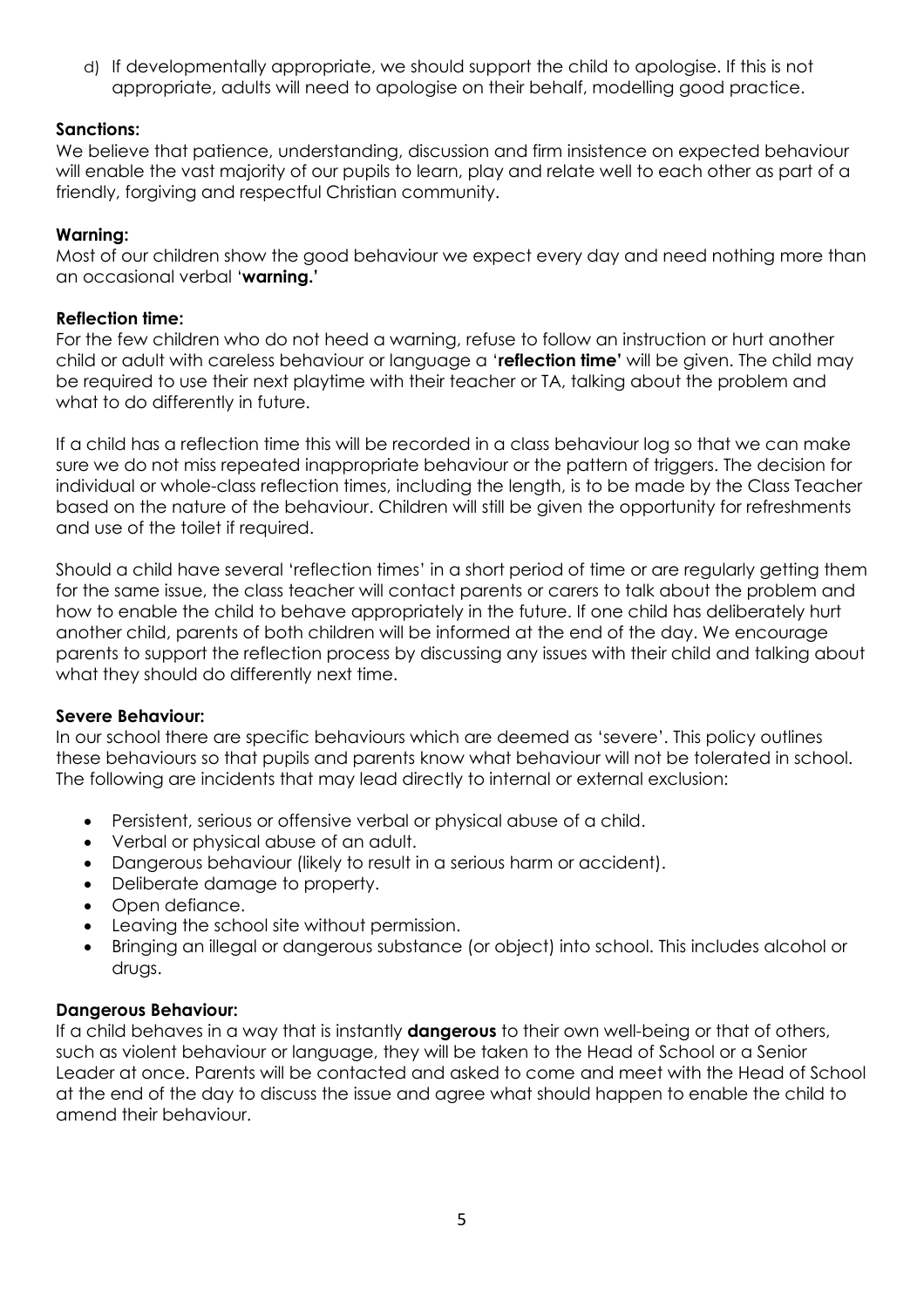d) If developmentally appropriate, we should support the child to apologise. If this is not appropriate, adults will need to apologise on their behalf, modelling good practice.

**Sanctions:**
We believe that patience, understanding, discussion and firm insistence on expected behaviour will enable the vast majority of our pupils to learn, play and relate well to each other as part of a friendly, forgiving and respectful Christian community.

**Warning:**
Most of our children show the good behaviour we expect every day and need nothing more than an occasional verbal '**warning.**'

**Reflection time:**
For the few children who do not heed a warning, refuse to follow an instruction or hurt another child or adult with careless behaviour or language a '**reflection time**' will be given. The child may be required to use their next playtime with their teacher or TA, talking about the problem and what to do differently in future.

If a child has a reflection time this will be recorded in a class behaviour log so that we can make sure we do not miss repeated inappropriate behaviour or the pattern of triggers. The decision for individual or whole-class reflection times, including the length, is to be made by the Class Teacher based on the nature of the behaviour. Children will still be given the opportunity for refreshments and use of the toilet if required.

Should a child have several 'reflection times' in a short period of time or are regularly getting them for the same issue, the class teacher will contact parents or carers to talk about the problem and how to enable the child to behave appropriately in the future. If one child has deliberately hurt another child, parents of both children will be informed at the end of the day. We encourage parents to support the reflection process by discussing any issues with their child and talking about what they should do differently next time.

**Severe Behaviour:**
In our school there are specific behaviours which are deemed as 'severe'. This policy outlines these behaviours so that pupils and parents know what behaviour will not be tolerated in school. The following are incidents that may lead directly to internal or external exclusion:

- Persistent, serious or offensive verbal or physical abuse of a child.
- Verbal or physical abuse of an adult.
- Dangerous behaviour (likely to result in a serious harm or accident).
- Deliberate damage to property.
- Open defiance.
- Leaving the school site without permission.
- Bringing an illegal or dangerous substance (or object) into school. This includes alcohol or drugs.

**Dangerous Behaviour:**
If a child behaves in a way that is instantly **dangerous** to their own well-being or that of others, such as violent behaviour or language, they will be taken to the Head of School or a Senior Leader at once. Parents will be contacted and asked to come and meet with the Head of School at the end of the day to discuss the issue and agree what should happen to enable the child to amend their behaviour.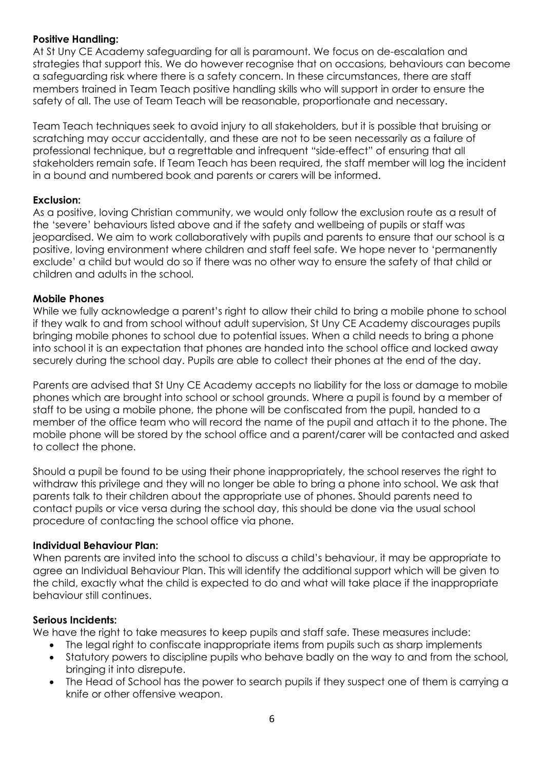**Positive Handling:**
At St Uny CE Academy safeguarding for all is paramount. We focus on de-escalation and strategies that support this. We do however recognise that on occasions, behaviours can become a safeguarding risk where there is a safety concern. In these circumstances, there are staff members trained in Team Teach positive handling skills who will support in order to ensure the safety of all. The use of Team Teach will be reasonable, proportionate and necessary.

Team Teach techniques seek to avoid injury to all stakeholders, but it is possible that bruising or scratching may occur accidentally, and these are not to be seen necessarily as a failure of professional technique, but a regrettable and infrequent "side-effect" of ensuring that all stakeholders remain safe. If Team Teach has been required, the staff member will log the incident in a bound and numbered book and parents or carers will be informed.

**Exclusion:**
As a positive, loving Christian community, we would only follow the exclusion route as a result of the 'severe' behaviours listed above and if the safety and wellbeing of pupils or staff was jeopardised. We aim to work collaboratively with pupils and parents to ensure that our school is a positive, loving environment where children and staff feel safe. We hope never to 'permanently exclude' a child but would do so if there was no other way to ensure the safety of that child or children and adults in the school.

**Mobile Phones**
While we fully acknowledge a parent's right to allow their child to bring a mobile phone to school if they walk to and from school without adult supervision, St Uny CE Academy discourages pupils bringing mobile phones to school due to potential issues. When a child needs to bring a phone into school it is an expectation that phones are handed into the school office and locked away securely during the school day. Pupils are able to collect their phones at the end of the day.

Parents are advised that St Uny CE Academy accepts no liability for the loss or damage to mobile phones which are brought into school or school grounds. Where a pupil is found by a member of staff to be using a mobile phone, the phone will be confiscated from the pupil, handed to a member of the office team who will record the name of the pupil and attach it to the phone. The mobile phone will be stored by the school office and a parent/carer will be contacted and asked to collect the phone.

Should a pupil be found to be using their phone inappropriately, the school reserves the right to withdraw this privilege and they will no longer be able to bring a phone into school. We ask that parents talk to their children about the appropriate use of phones. Should parents need to contact pupils or vice versa during the school day, this should be done via the usual school procedure of contacting the school office via phone.

**Individual Behaviour Plan:**
When parents are invited into the school to discuss a child's behaviour, it may be appropriate to agree an Individual Behaviour Plan. This will identify the additional support which will be given to the child, exactly what the child is expected to do and what will take place if the inappropriate behaviour still continues.

**Serious Incidents:**
We have the right to take measures to keep pupils and staff safe. These measures include:

- The legal right to confiscate inappropriate items from pupils such as sharp implements
- Statutory powers to discipline pupils who behave badly on the way to and from the school, bringing it into disrepute.
- The Head of School has the power to search pupils if they suspect one of them is carrying a knife or other offensive weapon.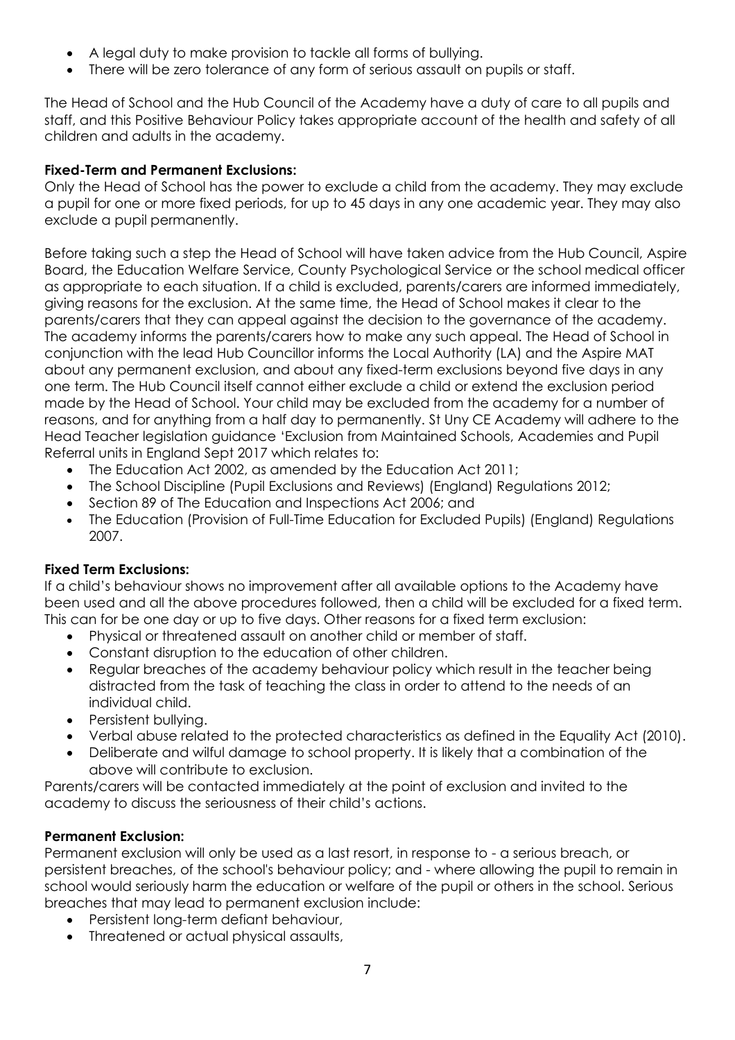- A legal duty to make provision to tackle all forms of bullying.
- There will be zero tolerance of any form of serious assault on pupils or staff.

The Head of School and the Hub Council of the Academy have a duty of care to all pupils and staff, and this Positive Behaviour Policy takes appropriate account of the health and safety of all children and adults in the academy.

**Fixed-Term and Permanent Exclusions:**
Only the Head of School has the power to exclude a child from the academy. They may exclude a pupil for one or more fixed periods, for up to 45 days in any one academic year. They may also exclude a pupil permanently.

Before taking such a step the Head of School will have taken advice from the Hub Council, Aspire Board, the Education Welfare Service, County Psychological Service or the school medical officer as appropriate to each situation. If a child is excluded, parents/carers are informed immediately, giving reasons for the exclusion. At the same time, the Head of School makes it clear to the parents/carers that they can appeal against the decision to the governance of the academy. The academy informs the parents/carers how to make any such appeal. The Head of School in conjunction with the lead Hub Councillor informs the Local Authority (LA) and the Aspire MAT about any permanent exclusion, and about any fixed-term exclusions beyond five days in any one term. The Hub Council itself cannot either exclude a child or extend the exclusion period made by the Head of School. Your child may be excluded from the academy for a number of reasons, and for anything from a half day to permanently. St Uny CE Academy will adhere to the Head Teacher legislation guidance 'Exclusion from Maintained Schools, Academies and Pupil Referral units in England Sept 2017 which relates to:

- The Education Act 2002, as amended by the Education Act 2011;
- The School Discipline (Pupil Exclusions and Reviews) (England) Regulations 2012;
- Section 89 of The Education and Inspections Act 2006; and
- The Education (Provision of Full-Time Education for Excluded Pupils) (England) Regulations 2007.

**Fixed Term Exclusions:**
If a child's behaviour shows no improvement after all available options to the Academy have been used and all the above procedures followed, then a child will be excluded for a fixed term. This can for be one day or up to five days. Other reasons for a fixed term exclusion:

- Physical or threatened assault on another child or member of staff.
- Constant disruption to the education of other children.
- Regular breaches of the academy behaviour policy which result in the teacher being distracted from the task of teaching the class in order to attend to the needs of an individual child.
- Persistent bullying.
- Verbal abuse related to the protected characteristics as defined in the Equality Act (2010).
- Deliberate and wilful damage to school property. It is likely that a combination of the above will contribute to exclusion.

Parents/carers will be contacted immediately at the point of exclusion and invited to the academy to discuss the seriousness of their child's actions.

**Permanent Exclusion:**
Permanent exclusion will only be used as a last resort, in response to - a serious breach, or persistent breaches, of the school's behaviour policy; and - where allowing the pupil to remain in school would seriously harm the education or welfare of the pupil or others in the school. Serious breaches that may lead to permanent exclusion include:

- Persistent long-term defiant behaviour,
- Threatened or actual physical assaults,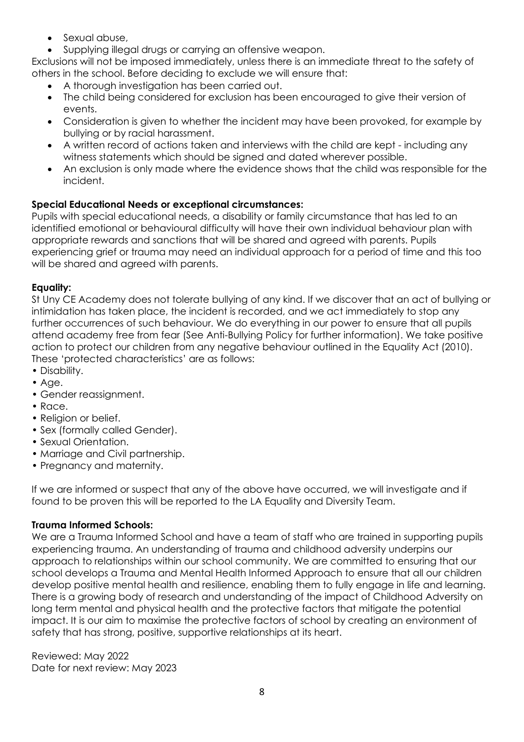- Sexual abuse,
- Supplying illegal drugs or carrying an offensive weapon.

Exclusions will not be imposed immediately, unless there is an immediate threat to the safety of others in the school. Before deciding to exclude we will ensure that:

- A thorough investigation has been carried out.
- The child being considered for exclusion has been encouraged to give their version of events.
- Consideration is given to whether the incident may have been provoked, for example by bullying or by racial harassment.
- A written record of actions taken and interviews with the child are kept - including any witness statements which should be signed and dated wherever possible.
- An exclusion is only made where the evidence shows that the child was responsible for the incident.

**Special Educational Needs or exceptional circumstances:**

Pupils with special educational needs, a disability or family circumstance that has led to an identified emotional or behavioural difficulty will have their own individual behaviour plan with appropriate rewards and sanctions that will be shared and agreed with parents. Pupils experiencing grief or trauma may need an individual approach for a period of time and this too will be shared and agreed with parents.

**Equality:**

St Uny CE Academy does not tolerate bullying of any kind. If we discover that an act of bullying or intimidation has taken place, the incident is recorded, and we act immediately to stop any further occurrences of such behaviour. We do everything in our power to ensure that all pupils attend academy free from fear (See Anti-Bullying Policy for further information). We take positive action to protect our children from any negative behaviour outlined in the Equality Act (2010). These 'protected characteristics' are as follows:

- Disability.
- Age.
- Gender reassignment.
- Race.
- Religion or belief.
- Sex (formally called Gender).
- Sexual Orientation.
- Marriage and Civil partnership.
- Pregnancy and maternity.

If we are informed or suspect that any of the above have occurred, we will investigate and if found to be proven this will be reported to the LA Equality and Diversity Team.

**Trauma Informed Schools:**

We are a Trauma Informed School and have a team of staff who are trained in supporting pupils experiencing trauma. An understanding of trauma and childhood adversity underpins our approach to relationships within our school community. We are committed to ensuring that our school develops a Trauma and Mental Health Informed Approach to ensure that all our children develop positive mental health and resilience, enabling them to fully engage in life and learning. There is a growing body of research and understanding of the impact of Childhood Adversity on long term mental and physical health and the protective factors that mitigate the potential impact. It is our aim to maximise the protective factors of school by creating an environment of safety that has strong, positive, supportive relationships at its heart.

Reviewed: May 2022
Date for next review: May 2023